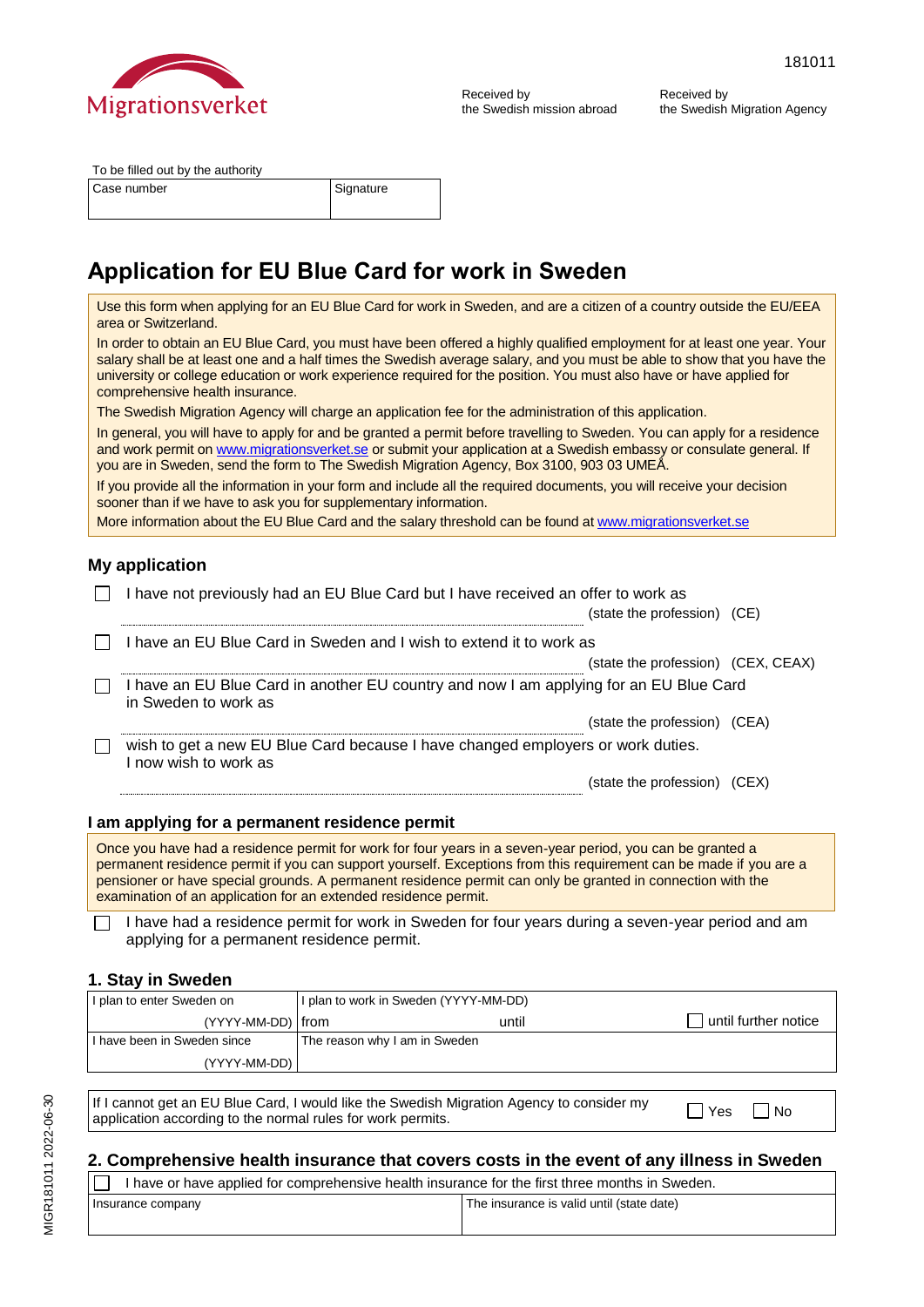Migrationsverket

181011

Received by the Swedish mission abroad

Received by the Swedish Migration Agency

To be filled out by the authority

| Case number | Signature |
|---|---|
| | |

# Application for EU Blue Card for work in Sweden

Use this form when applying for an EU Blue Card for work in Sweden, and are a citizen of a country outside the EU/EEA area or Switzerland.

In order to obtain an EU Blue Card, you must have been offered a highly qualified employment for at least one year. Your salary shall be at least one and a half times the Swedish average salary, and you must be able to show that you have the university or college education or work experience required for the position. You must also have or have applied for comprehensive health insurance.

The Swedish Migration Agency will charge an application fee for the administration of this application.

In general, you will have to apply for and be granted a permit before travelling to Sweden. You can apply for a residence and work permit on www.migrationsverket.se or submit your application at a Swedish embassy or consulate general. If you are in Sweden, send the form to The Swedish Migration Agency, Box 3100, 903 03 UMEÅ.

If you provide all the information in your form and include all the required documents, you will receive your decision sooner than if we have to ask you for supplementary information.

More information about the EU Blue Card and the salary threshold can be found at www.migrationsverket.se

## My application

☐ I have not previously had an EU Blue Card but I have received an offer to work as

............................................................ (state the profession) (CE)

☐ I have an EU Blue Card in Sweden and I wish to extend it to work as

............................................................ (state the profession) (CEX, CEAX)

☐ I have an EU Blue Card in another EU country and now I am applying for an EU Blue Card in Sweden to work as

............................................................ (state the profession) (CEA)

☐ wish to get a new EU Blue Card because I have changed employers or work duties. I now wish to work as

............................................................ (state the profession) (CEX)

### I am applying for a permanent residence permit

Once you have had a residence permit for work for four years in a seven-year period, you can be granted a permanent residence permit if you can support yourself. Exceptions from this requirement can be made if you are a pensioner or have special grounds. A permanent residence permit can only be granted in connection with the examination of an application for an extended residence permit.

☐ I have had a residence permit for work in Sweden for four years during a seven-year period and am applying for a permanent residence permit.

## 1. Stay in Sweden

| I plan to enter Sweden on (YYYY-MM-DD) | I plan to work in Sweden (YYYY-MM-DD) from | until | ☐ until further notice |
|---|---|---|---|
| I have been in Sweden since (YYYY-MM-DD) | The reason why I am in Sweden | | |

| If I cannot get an EU Blue Card, I would like the Swedish Migration Agency to consider my application according to the normal rules for work permits. | ☐ Yes | ☐ No |
|---|---|---|

## 2. Comprehensive health insurance that covers costs in the event of any illness in Sweden

☐ I have or have applied for comprehensive health insurance for the first three months in Sweden.

| Insurance company | The insurance is valid until (state date) |
|---|---|
| | |

MIGR181011 2022-06-30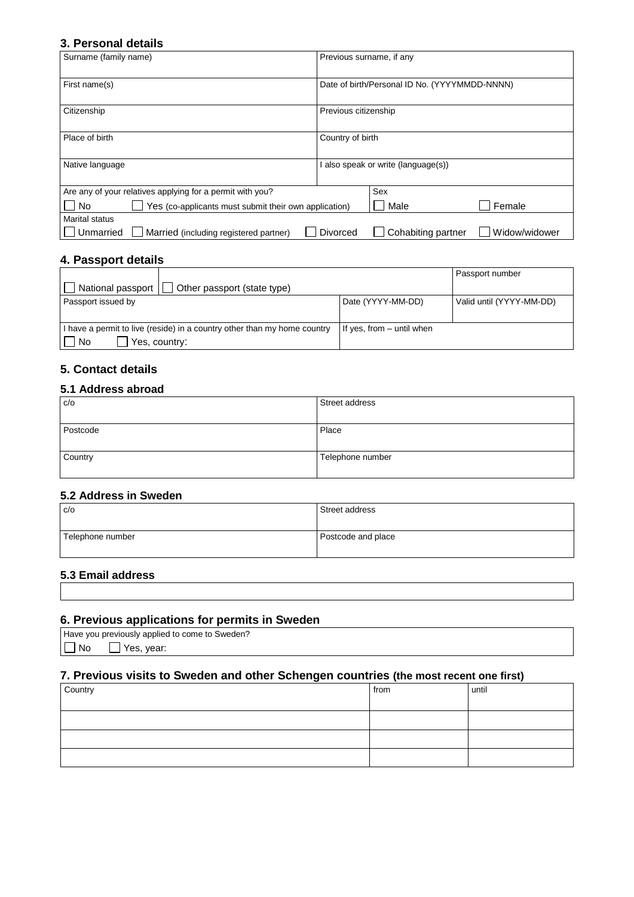## 3. Personal details

| Surname (family name) | Previous surname, if any |
|---|---|
| First name(s) | Date of birth/Personal ID No. (YYYYMMDD-NNNN) |
| Citizenship | Previous citizenship |
| Place of birth | Country of birth |
| Native language | I also speak or write (language(s)) |

Are any of your relatives applying for a permit with you?
☐ No ☐ Yes (co-applicants must submit their own application)

Sex
☐ Male ☐ Female

Marital status
☐ Unmarried ☐ Married (including registered partner) ☐ Divorced ☐ Cohabiting partner ☐ Widow/widower

## 4. Passport details

| ☐ National passport ☐ Other passport (state type) | | Passport number |
|---|---|---|
| Passport issued by | Date (YYYY-MM-DD) | Valid until (YYYY-MM-DD) |
| I have a permit to live (reside) in a country other than my home country<br>☐ No ☐ Yes, country: | If yes, from – until when | |

## 5. Contact details

### 5.1 Address abroad

| c/o | Street address |
|---|---|
| Postcode | Place |
| Country | Telephone number |

### 5.2 Address in Sweden

| c/o | Street address |
|---|---|
| Telephone number | Postcode and place |

### 5.3 Email address

## 6. Previous applications for permits in Sweden

Have you previously applied to come to Sweden?
☐ No ☐ Yes, year:

## 7. Previous visits to Sweden and other Schengen countries (the most recent one first)

| Country | from | until |
|---|---|---|
| | | |
| | | |
| | | |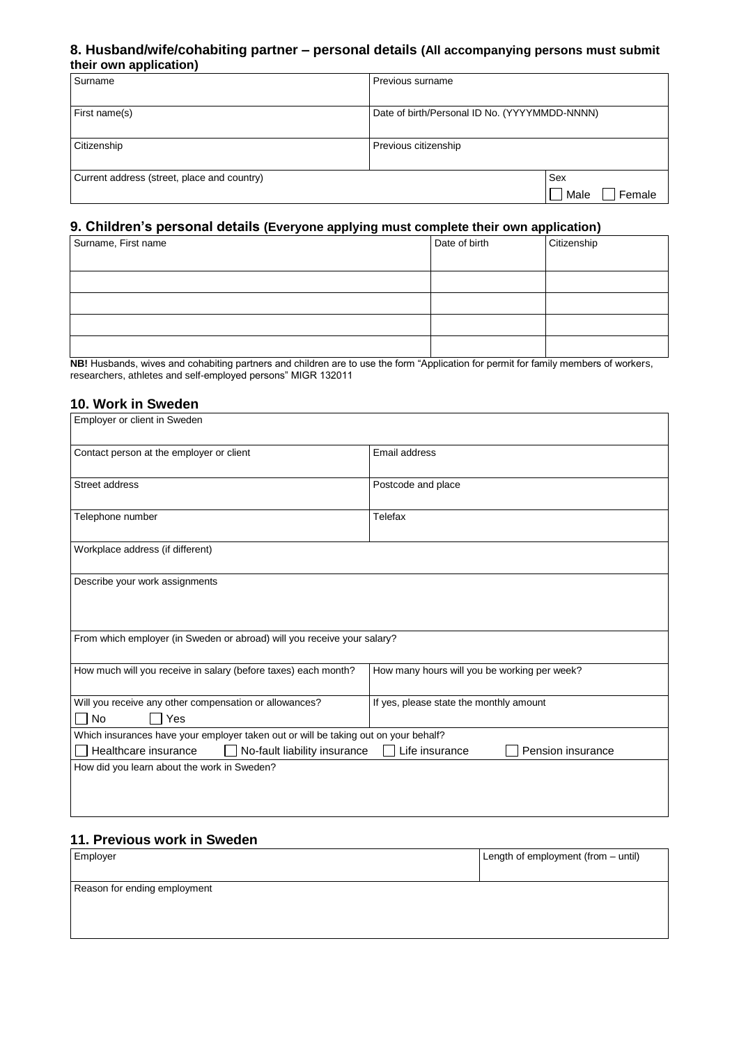## 8. Husband/wife/cohabiting partner – personal details (All accompanying persons must submit their own application)

| Surname | Previous surname | |
|---|---|---|
| First name(s) | Date of birth/Personal ID No. (YYYYMMDD-NNNN) | |
| Citizenship | Previous citizenship | |
| Current address (street, place and country) | | Sex<br>☐ Male ☐ Female |

## 9. Children's personal details (Everyone applying must complete their own application)

| Surname, First name | Date of birth | Citizenship |
|---|---|---|
| | | |
| | | |
| | | |
| | | |

**NB!** Husbands, wives and cohabiting partners and children are to use the form "Application for permit for family members of workers, researchers, athletes and self-employed persons" MIGR 132011

## 10. Work in Sweden

| Employer or client in Sweden | |
|---|---|
| Contact person at the employer or client | Email address |
| Street address | Postcode and place |
| Telephone number | Telefax |
| Workplace address (if different) | |
| Describe your work assignments | |
| From which employer (in Sweden or abroad) will you receive your salary? | |
| How much will you receive in salary (before taxes) each month? | How many hours will you be working per week? |
| Will you receive any other compensation or allowances?<br>☐ No ☐ Yes | If yes, please state the monthly amount |
| Which insurances have your employer taken out or will be taking out on your behalf?<br>☐ Healthcare insurance ☐ No-fault liability insurance ☐ Life insurance ☐ Pension insurance | |
| How did you learn about the work in Sweden? | |

## 11. Previous work in Sweden

| Employer | Length of employment (from – until) |
|---|---|
| Reason for ending employment | |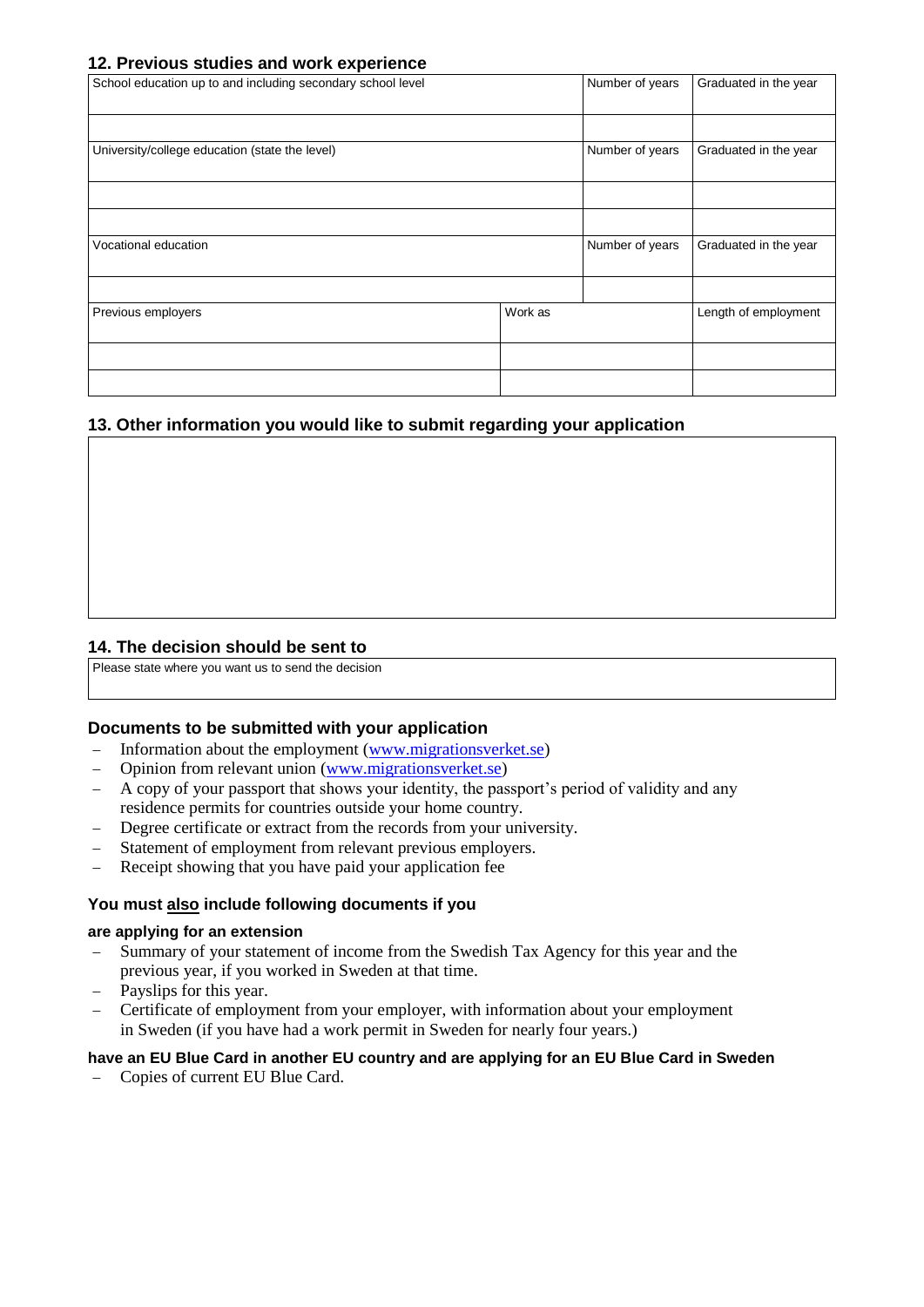## 12. Previous studies and work experience

| School education up to and including secondary school level | | Number of years | Graduated in the year |
|---|---|---|---|
| | | | |
| **University/college education (state the level)** | | **Number of years** | **Graduated in the year** |
| | | | |
| | | | |
| **Vocational education** | | **Number of years** | **Graduated in the year** |
| | | | |
| **Previous employers** | **Work as** | | **Length of employment** |
| | | | |
| | | | |

## 13. Other information you would like to submit regarding your application

| |
|---|
| |

## 14. The decision should be sent to

| Please state where you want us to send the decision |
|---|
| |

### Documents to be submitted with your application

- Information about the employment (www.migrationsverket.se)
- Opinion from relevant union (www.migrationsverket.se)
- A copy of your passport that shows your identity, the passport's period of validity and any residence permits for countries outside your home country.
- Degree certificate or extract from the records from your university.
- Statement of employment from relevant previous employers.
- Receipt showing that you have paid your application fee

### You must also include following documents if you

**are applying for an extension**

- Summary of your statement of income from the Swedish Tax Agency for this year and the previous year, if you worked in Sweden at that time.
- Payslips for this year.
- Certificate of employment from your employer, with information about your employment in Sweden (if you have had a work permit in Sweden for nearly four years.)

**have an EU Blue Card in another EU country and are applying for an EU Blue Card in Sweden**

- Copies of current EU Blue Card.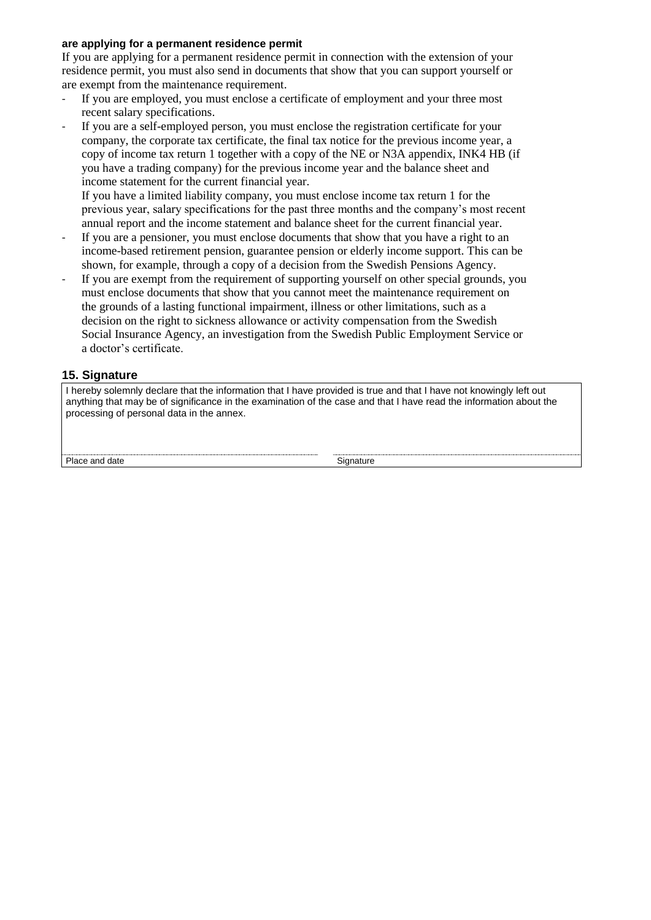**are applying for a permanent residence permit**

If you are applying for a permanent residence permit in connection with the extension of your residence permit, you must also send in documents that show that you can support yourself or are exempt from the maintenance requirement.

- If you are employed, you must enclose a certificate of employment and your three most recent salary specifications.
- If you are a self-employed person, you must enclose the registration certificate for your company, the corporate tax certificate, the final tax notice for the previous income year, a copy of income tax return 1 together with a copy of the NE or N3A appendix, INK4 HB (if you have a trading company) for the previous income year and the balance sheet and income statement for the current financial year.

  If you have a limited liability company, you must enclose income tax return 1 for the previous year, salary specifications for the past three months and the company's most recent annual report and the income statement and balance sheet for the current financial year.
- If you are a pensioner, you must enclose documents that show that you have a right to an income-based retirement pension, guarantee pension or elderly income support. This can be shown, for example, through a copy of a decision from the Swedish Pensions Agency.
- If you are exempt from the requirement of supporting yourself on other special grounds, you must enclose documents that show that you cannot meet the maintenance requirement on the grounds of a lasting functional impairment, illness or other limitations, such as a decision on the right to sickness allowance or activity compensation from the Swedish Social Insurance Agency, an investigation from the Swedish Public Employment Service or a doctor's certificate.

## 15. Signature

I hereby solemnly declare that the information that I have provided is true and that I have not knowingly left out anything that may be of significance in the examination of the case and that I have read the information about the processing of personal data in the annex.

| Place and date | Signature |
|---|---|
| | |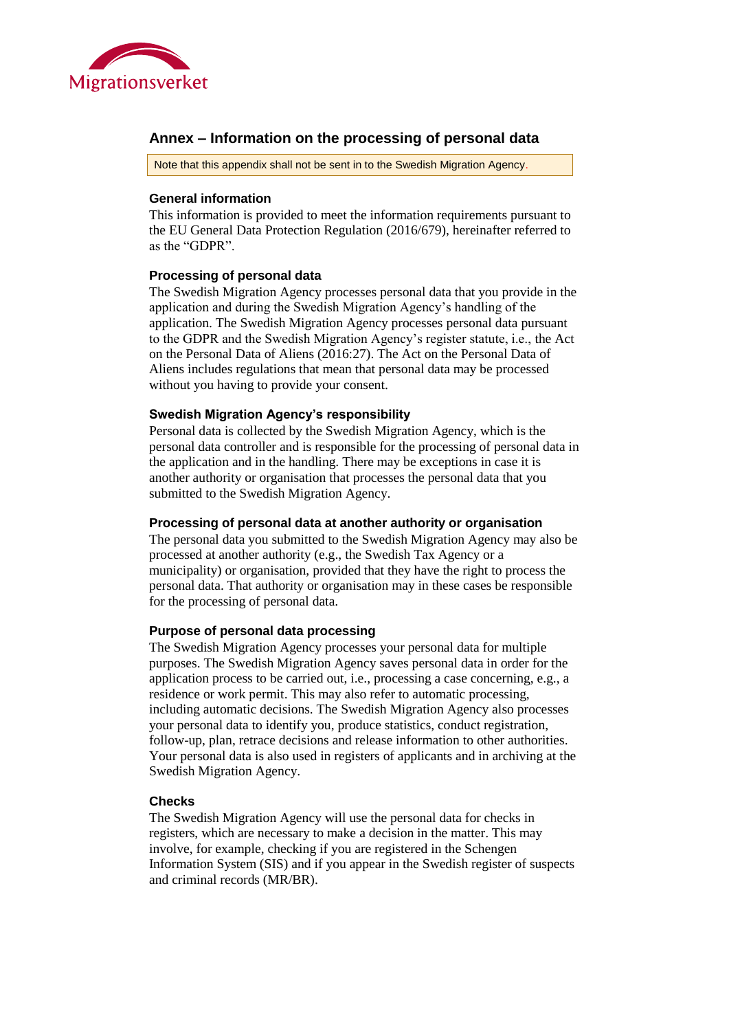## Annex – Information on the processing of personal data

> Note that this appendix shall not be sent in to the Swedish Migration Agency.

### General information

This information is provided to meet the information requirements pursuant to the EU General Data Protection Regulation (2016/679), hereinafter referred to as the "GDPR".

### Processing of personal data

The Swedish Migration Agency processes personal data that you provide in the application and during the Swedish Migration Agency's handling of the application. The Swedish Migration Agency processes personal data pursuant to the GDPR and the Swedish Migration Agency's register statute, i.e., the Act on the Personal Data of Aliens (2016:27). The Act on the Personal Data of Aliens includes regulations that mean that personal data may be processed without you having to provide your consent.

### Swedish Migration Agency's responsibility

Personal data is collected by the Swedish Migration Agency, which is the personal data controller and is responsible for the processing of personal data in the application and in the handling. There may be exceptions in case it is another authority or organisation that processes the personal data that you submitted to the Swedish Migration Agency.

### Processing of personal data at another authority or organisation

The personal data you submitted to the Swedish Migration Agency may also be processed at another authority (e.g., the Swedish Tax Agency or a municipality) or organisation, provided that they have the right to process the personal data. That authority or organisation may in these cases be responsible for the processing of personal data.

### Purpose of personal data processing

The Swedish Migration Agency processes your personal data for multiple purposes. The Swedish Migration Agency saves personal data in order for the application process to be carried out, i.e., processing a case concerning, e.g., a residence or work permit. This may also refer to automatic processing, including automatic decisions. The Swedish Migration Agency also processes your personal data to identify you, produce statistics, conduct registration, follow-up, plan, retrace decisions and release information to other authorities. Your personal data is also used in registers of applicants and in archiving at the Swedish Migration Agency.

### Checks

The Swedish Migration Agency will use the personal data for checks in registers, which are necessary to make a decision in the matter. This may involve, for example, checking if you are registered in the Schengen Information System (SIS) and if you appear in the Swedish register of suspects and criminal records (MR/BR).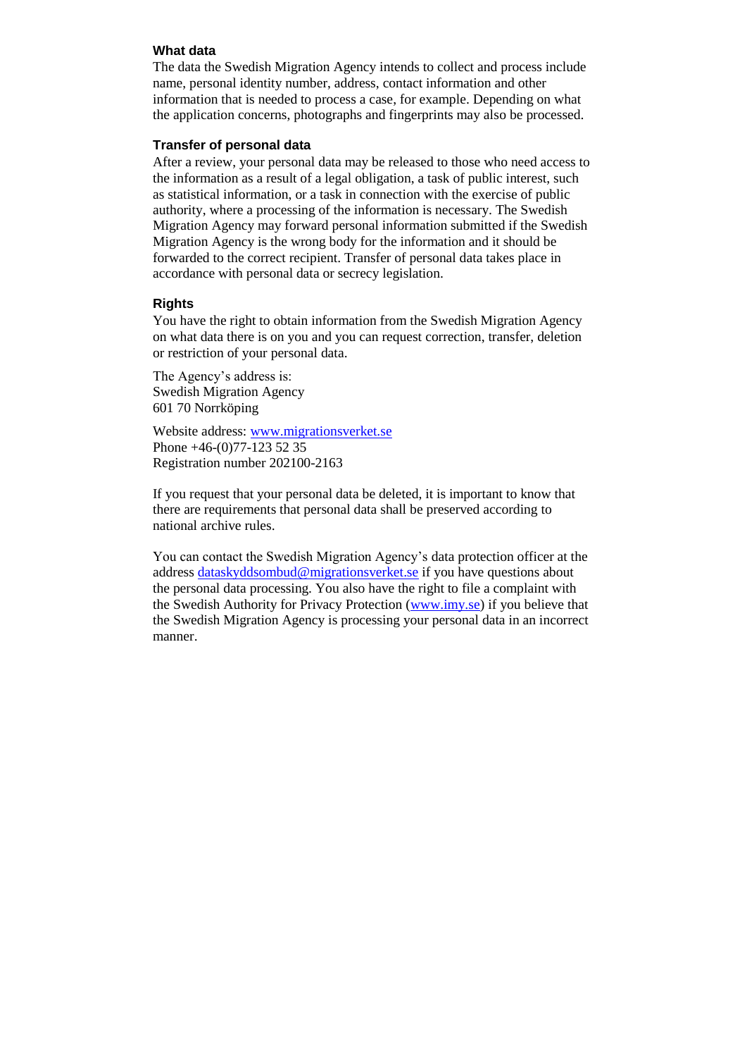### What data

The data the Swedish Migration Agency intends to collect and process include name, personal identity number, address, contact information and other information that is needed to process a case, for example. Depending on what the application concerns, photographs and fingerprints may also be processed.

### Transfer of personal data

After a review, your personal data may be released to those who need access to the information as a result of a legal obligation, a task of public interest, such as statistical information, or a task in connection with the exercise of public authority, where a processing of the information is necessary. The Swedish Migration Agency may forward personal information submitted if the Swedish Migration Agency is the wrong body for the information and it should be forwarded to the correct recipient. Transfer of personal data takes place in accordance with personal data or secrecy legislation.

### Rights

You have the right to obtain information from the Swedish Migration Agency on what data there is on you and you can request correction, transfer, deletion or restriction of your personal data.

The Agency's address is:
Swedish Migration Agency
601 70 Norrköping

Website address: www.migrationsverket.se
Phone +46-(0)77-123 52 35
Registration number 202100-2163

If you request that your personal data be deleted, it is important to know that there are requirements that personal data shall be preserved according to national archive rules.

You can contact the Swedish Migration Agency's data protection officer at the address dataskyddsombud@migrationsverket.se if you have questions about the personal data processing. You also have the right to file a complaint with the Swedish Authority for Privacy Protection (www.imy.se) if you believe that the Swedish Migration Agency is processing your personal data in an incorrect manner.